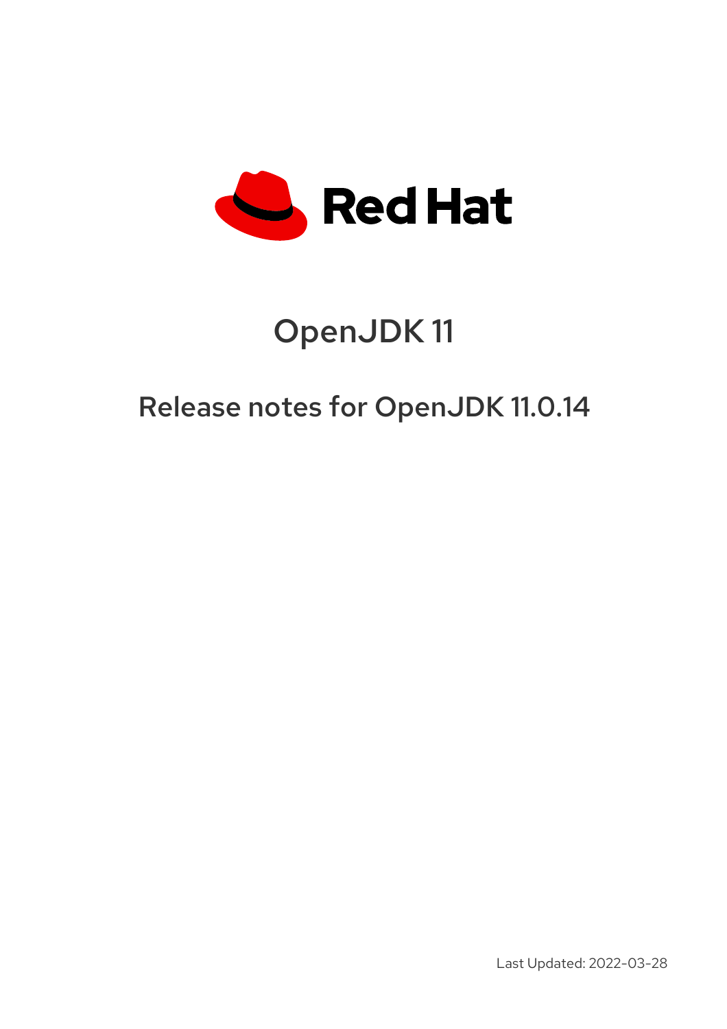Red Hat

# OpenJDK 11

## Release notes for OpenJDK 11.0.14

Last Updated: 2022-03-28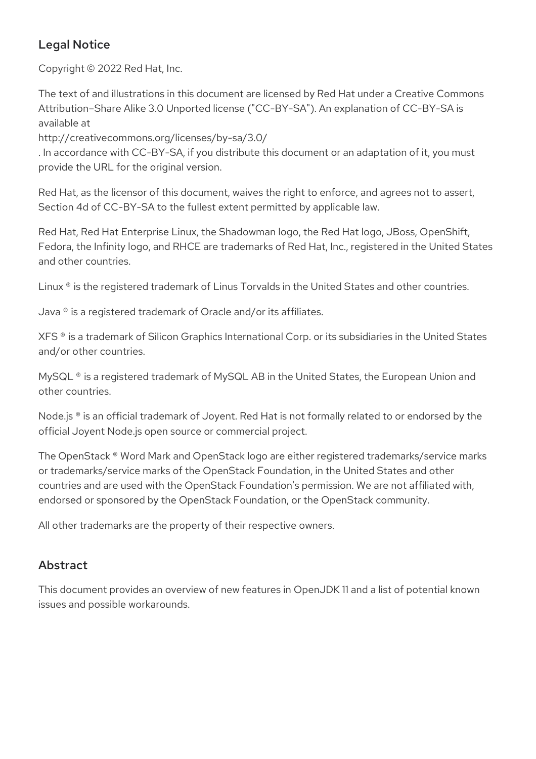## Legal Notice

Copyright © 2022 Red Hat, Inc.

The text of and illustrations in this document are licensed by Red Hat under a Creative Commons Attribution–Share Alike 3.0 Unported license ("CC-BY-SA"). An explanation of CC-BY-SA is available at
http://creativecommons.org/licenses/by-sa/3.0/
. In accordance with CC-BY-SA, if you distribute this document or an adaptation of it, you must provide the URL for the original version.

Red Hat, as the licensor of this document, waives the right to enforce, and agrees not to assert, Section 4d of CC-BY-SA to the fullest extent permitted by applicable law.

Red Hat, Red Hat Enterprise Linux, the Shadowman logo, the Red Hat logo, JBoss, OpenShift, Fedora, the Infinity logo, and RHCE are trademarks of Red Hat, Inc., registered in the United States and other countries.

Linux ® is the registered trademark of Linus Torvalds in the United States and other countries.

Java ® is a registered trademark of Oracle and/or its affiliates.

XFS ® is a trademark of Silicon Graphics International Corp. or its subsidiaries in the United States and/or other countries.

MySQL ® is a registered trademark of MySQL AB in the United States, the European Union and other countries.

Node.js ® is an official trademark of Joyent. Red Hat is not formally related to or endorsed by the official Joyent Node.js open source or commercial project.

The OpenStack ® Word Mark and OpenStack logo are either registered trademarks/service marks or trademarks/service marks of the OpenStack Foundation, in the United States and other countries and are used with the OpenStack Foundation's permission. We are not affiliated with, endorsed or sponsored by the OpenStack Foundation, or the OpenStack community.

All other trademarks are the property of their respective owners.

## Abstract

This document provides an overview of new features in OpenJDK 11 and a list of potential known issues and possible workarounds.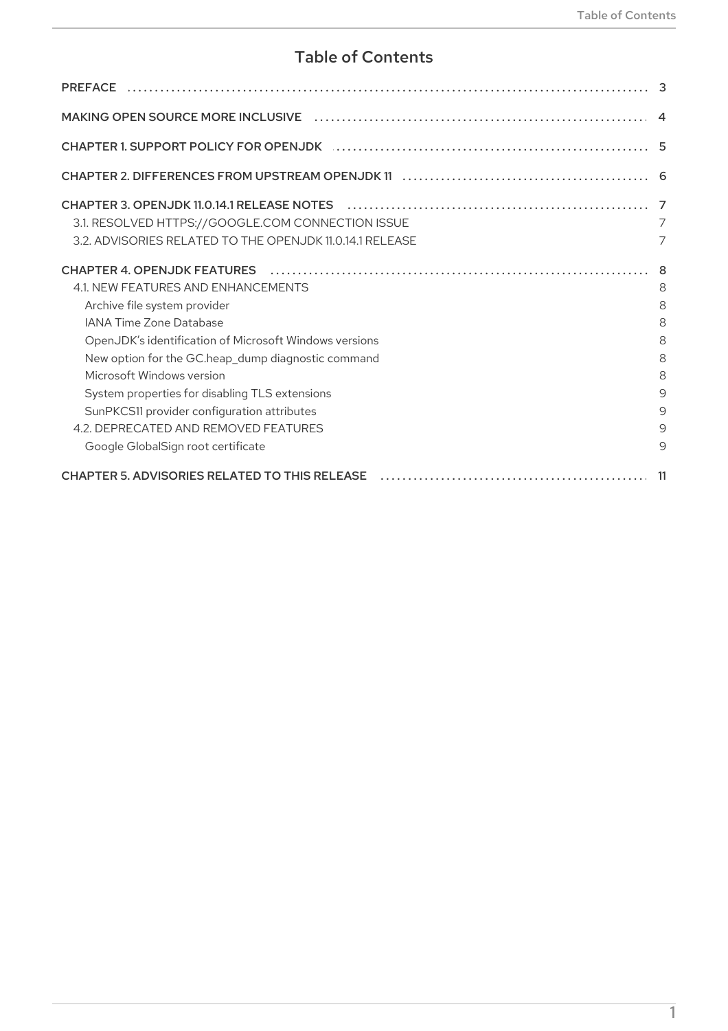# Table of Contents

- PREFACE ... 3
- MAKING OPEN SOURCE MORE INCLUSIVE ... 4
- CHAPTER 1. SUPPORT POLICY FOR OPENJDK ... 5
- CHAPTER 2. DIFFERENCES FROM UPSTREAM OPENJDK 11 ... 6
- CHAPTER 3. OPENJDK 11.0.14.1 RELEASE NOTES ... 7
  - 3.1. RESOLVED HTTPS://GOOGLE.COM CONNECTION ISSUE ... 7
  - 3.2. ADVISORIES RELATED TO THE OPENJDK 11.0.14.1 RELEASE ... 7
- CHAPTER 4. OPENJDK FEATURES ... 8
  - 4.1. NEW FEATURES AND ENHANCEMENTS ... 8
    - Archive file system provider ... 8
    - IANA Time Zone Database ... 8
    - OpenJDK's identification of Microsoft Windows versions ... 8
    - New option for the GC.heap_dump diagnostic command ... 8
    - Microsoft Windows version ... 8
    - System properties for disabling TLS extensions ... 9
    - SunPKCS11 provider configuration attributes ... 9
  - 4.2. DEPRECATED AND REMOVED FEATURES ... 9
    - Google GlobalSign root certificate ... 9
- CHAPTER 5. ADVISORIES RELATED TO THIS RELEASE ... 11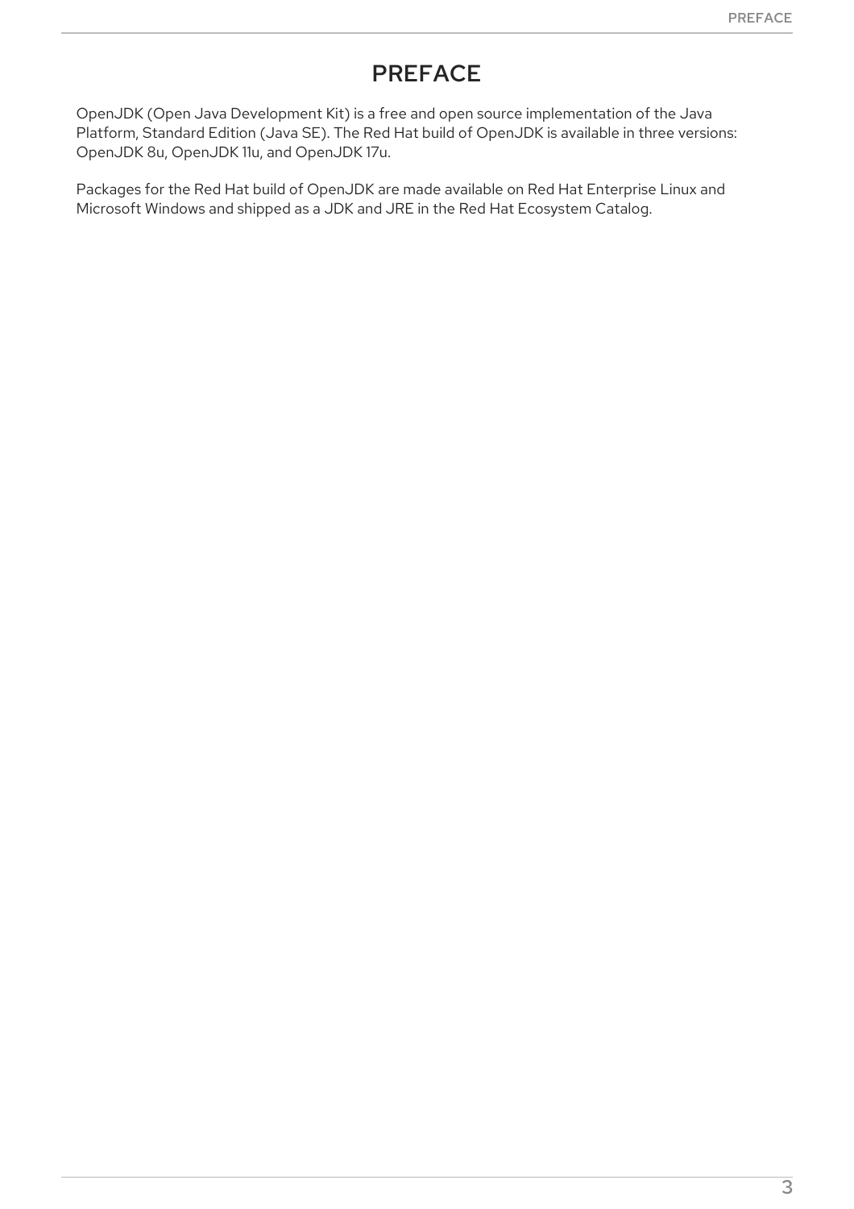# PREFACE

OpenJDK (Open Java Development Kit) is a free and open source implementation of the Java Platform, Standard Edition (Java SE). The Red Hat build of OpenJDK is available in three versions: OpenJDK 8u, OpenJDK 11u, and OpenJDK 17u.

Packages for the Red Hat build of OpenJDK are made available on Red Hat Enterprise Linux and Microsoft Windows and shipped as a JDK and JRE in the Red Hat Ecosystem Catalog.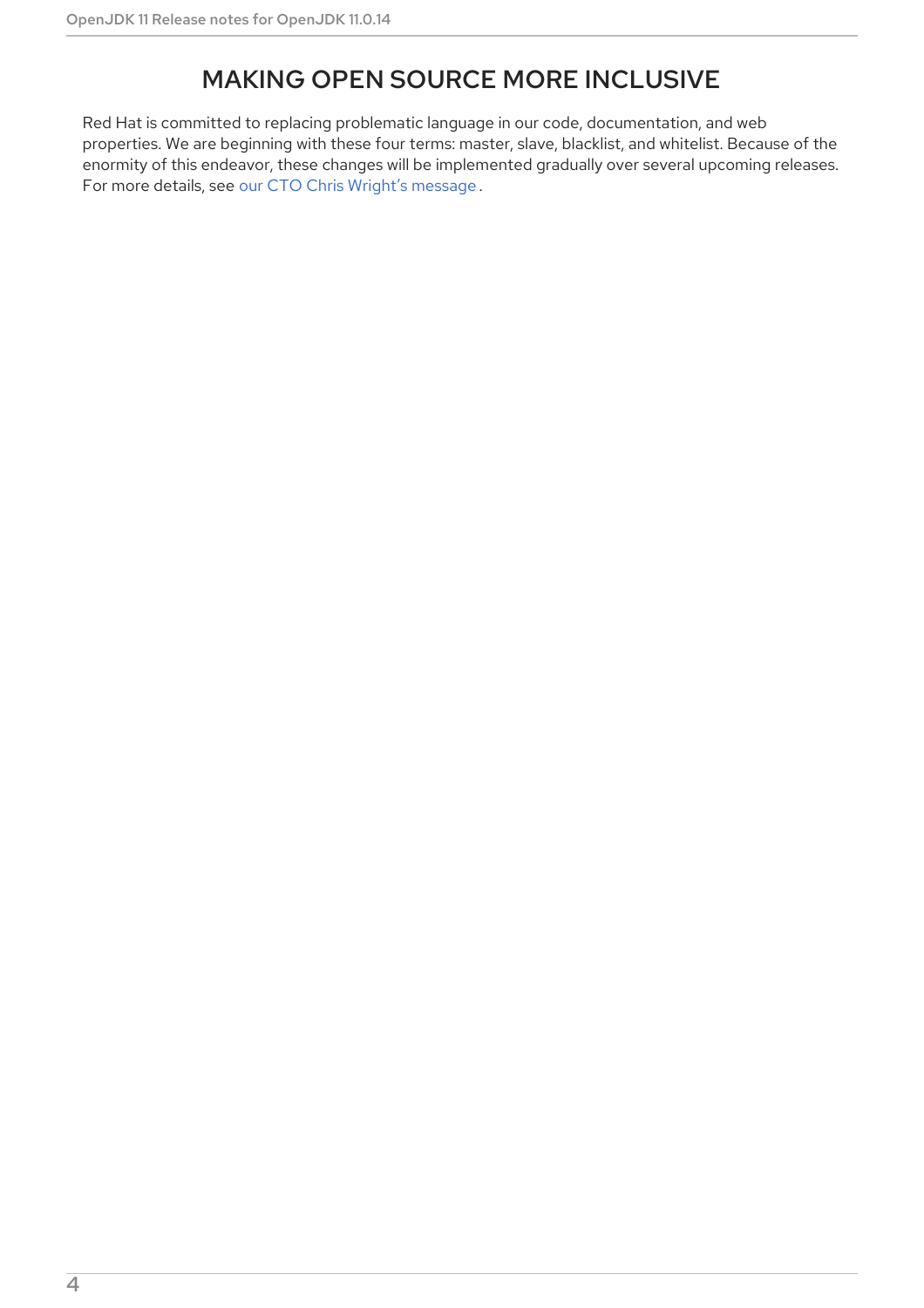# MAKING OPEN SOURCE MORE INCLUSIVE

Red Hat is committed to replacing problematic language in our code, documentation, and web properties. We are beginning with these four terms: master, slave, blacklist, and whitelist. Because of the enormity of this endeavor, these changes will be implemented gradually over several upcoming releases. For more details, see our CTO Chris Wright's message .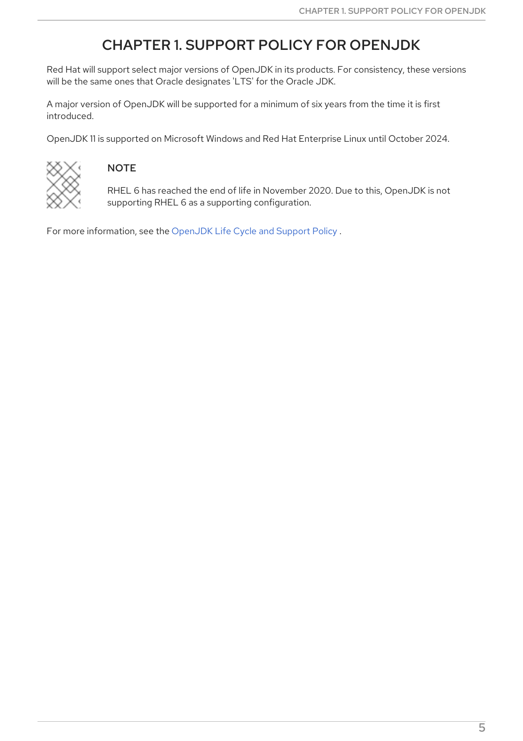# CHAPTER 1. SUPPORT POLICY FOR OPENJDK

Red Hat will support select major versions of OpenJDK in its products. For consistency, these versions will be the same ones that Oracle designates 'LTS' for the Oracle JDK.

A major version of OpenJDK will be supported for a minimum of six years from the time it is first introduced.

OpenJDK 11 is supported on Microsoft Windows and Red Hat Enterprise Linux until October 2024.

> **NOTE**
>
> RHEL 6 has reached the end of life in November 2020. Due to this, OpenJDK is not supporting RHEL 6 as a supporting configuration.

For more information, see the OpenJDK Life Cycle and Support Policy .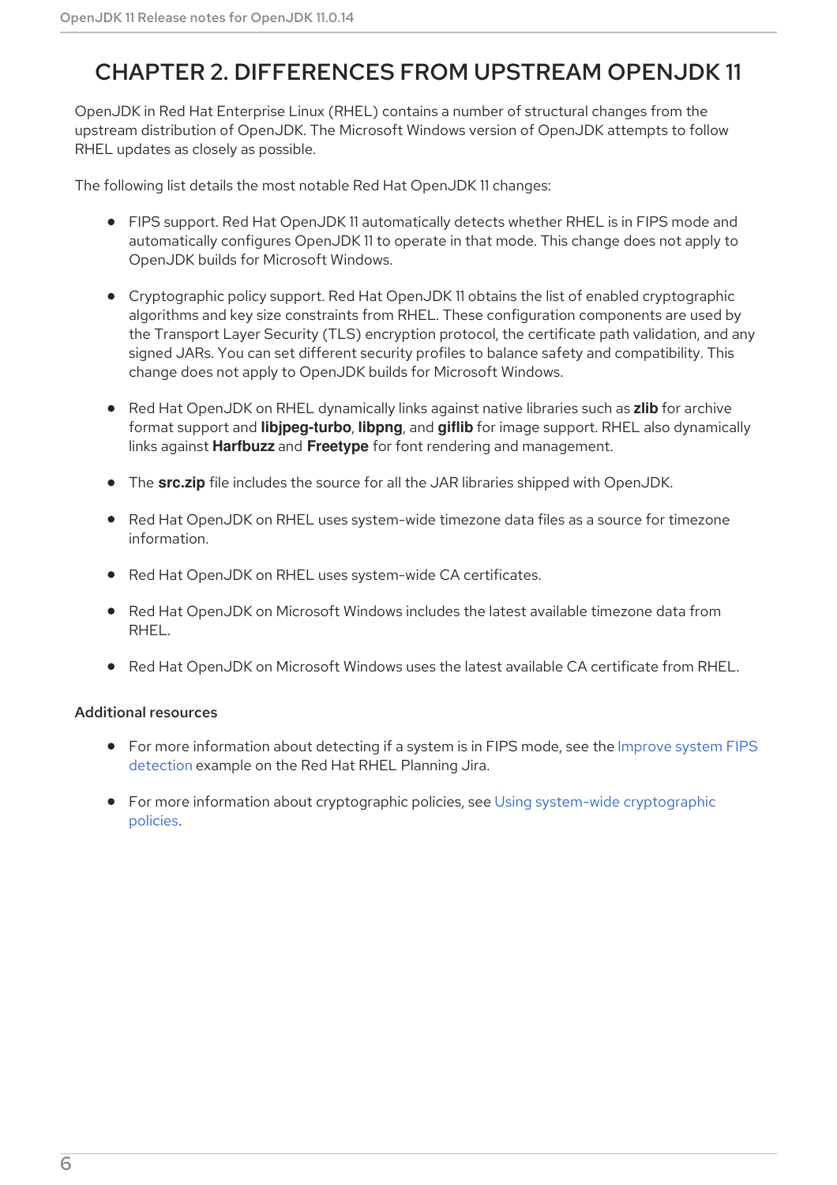# CHAPTER 2. DIFFERENCES FROM UPSTREAM OPENJDK 11

OpenJDK in Red Hat Enterprise Linux (RHEL) contains a number of structural changes from the upstream distribution of OpenJDK. The Microsoft Windows version of OpenJDK attempts to follow RHEL updates as closely as possible.

The following list details the most notable Red Hat OpenJDK 11 changes:

- FIPS support. Red Hat OpenJDK 11 automatically detects whether RHEL is in FIPS mode and automatically configures OpenJDK 11 to operate in that mode. This change does not apply to OpenJDK builds for Microsoft Windows.
- Cryptographic policy support. Red Hat OpenJDK 11 obtains the list of enabled cryptographic algorithms and key size constraints from RHEL. These configuration components are used by the Transport Layer Security (TLS) encryption protocol, the certificate path validation, and any signed JARs. You can set different security profiles to balance safety and compatibility. This change does not apply to OpenJDK builds for Microsoft Windows.
- Red Hat OpenJDK on RHEL dynamically links against native libraries such as **zlib** for archive format support and **libjpeg-turbo**, **libpng**, and **giflib** for image support. RHEL also dynamically links against **Harfbuzz** and **Freetype** for font rendering and management.
- The **src.zip** file includes the source for all the JAR libraries shipped with OpenJDK.
- Red Hat OpenJDK on RHEL uses system-wide timezone data files as a source for timezone information.
- Red Hat OpenJDK on RHEL uses system-wide CA certificates.
- Red Hat OpenJDK on Microsoft Windows includes the latest available timezone data from RHEL.
- Red Hat OpenJDK on Microsoft Windows uses the latest available CA certificate from RHEL.

### Additional resources

- For more information about detecting if a system is in FIPS mode, see the Improve system FIPS detection example on the Red Hat RHEL Planning Jira.
- For more information about cryptographic policies, see Using system-wide cryptographic policies.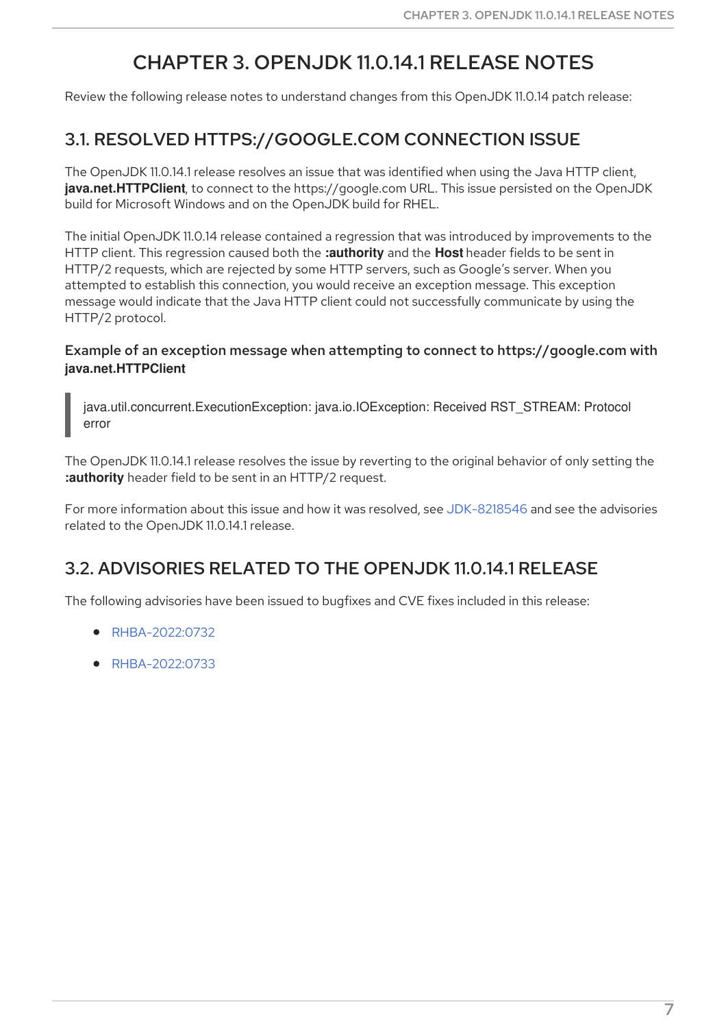# CHAPTER 3. OPENJDK 11.0.14.1 RELEASE NOTES

Review the following release notes to understand changes from this OpenJDK 11.0.14 patch release:

## 3.1. RESOLVED HTTPS://GOOGLE.COM CONNECTION ISSUE

The OpenJDK 11.0.14.1 release resolves an issue that was identified when using the Java HTTP client, **java.net.HTTPClient**, to connect to the https://google.com URL. This issue persisted on the OpenJDK build for Microsoft Windows and on the OpenJDK build for RHEL.

The initial OpenJDK 11.0.14 release contained a regression that was introduced by improvements to the HTTP client. This regression caused both the **:authority** and the **Host** header fields to be sent in HTTP/2 requests, which are rejected by some HTTP servers, such as Google's server. When you attempted to establish this connection, you would receive an exception message. This exception message would indicate that the Java HTTP client could not successfully communicate by using the HTTP/2 protocol.

#### Example of an exception message when attempting to connect to https://google.com with java.net.HTTPClient

> java.util.concurrent.ExecutionException: java.io.IOException: Received RST_STREAM: Protocol error

The OpenJDK 11.0.14.1 release resolves the issue by reverting to the original behavior of only setting the **:authority** header field to be sent in an HTTP/2 request.

For more information about this issue and how it was resolved, see JDK-8218546 and see the advisories related to the OpenJDK 11.0.14.1 release.

## 3.2. ADVISORIES RELATED TO THE OPENJDK 11.0.14.1 RELEASE

The following advisories have been issued to bugfixes and CVE fixes included in this release:

- RHBA-2022:0732
- RHBA-2022:0733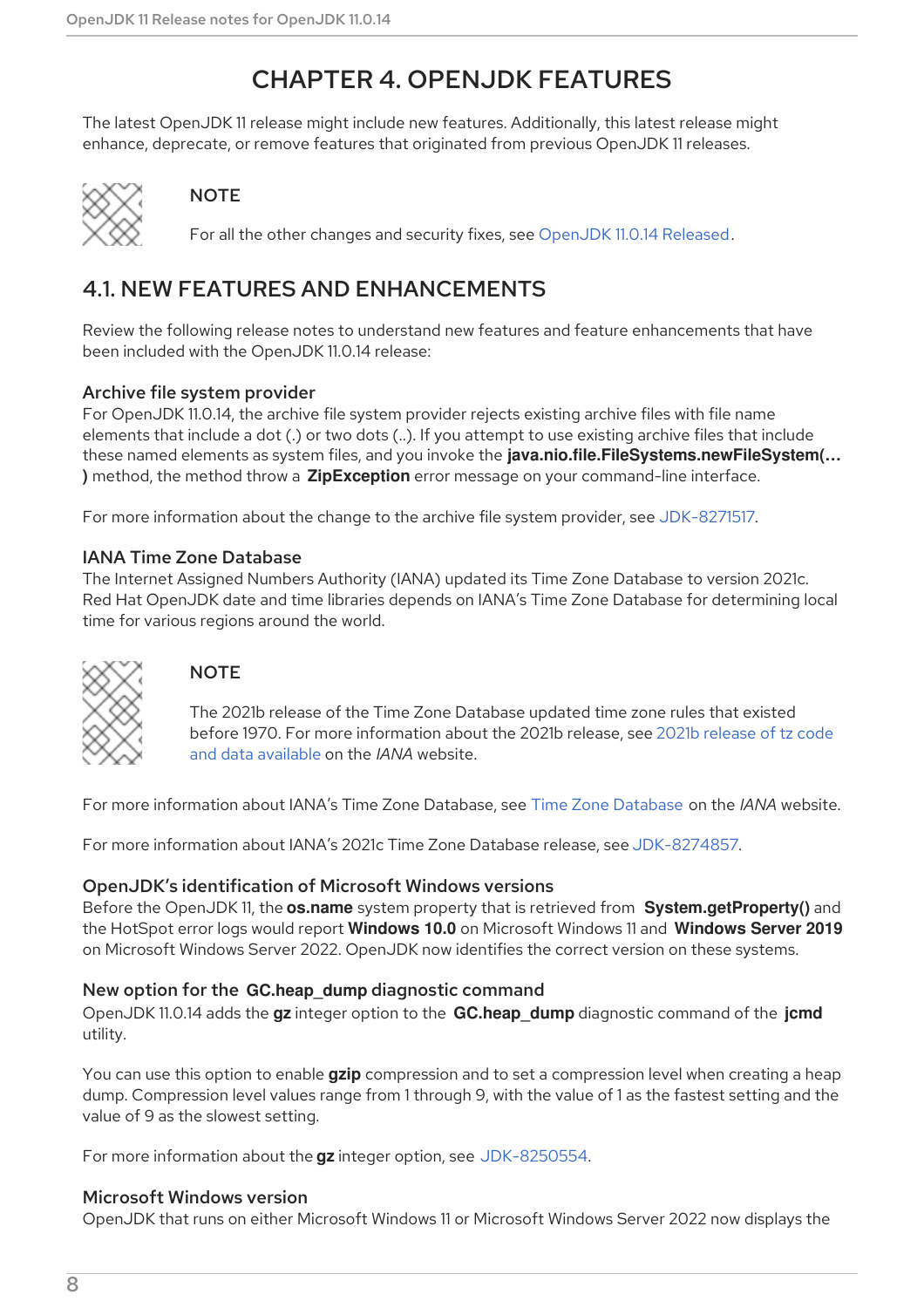# CHAPTER 4. OPENJDK FEATURES

The latest OpenJDK 11 release might include new features. Additionally, this latest release might enhance, deprecate, or remove features that originated from previous OpenJDK 11 releases.

> **NOTE**
>
> For all the other changes and security fixes, see OpenJDK 11.0.14 Released.

## 4.1. NEW FEATURES AND ENHANCEMENTS

Review the following release notes to understand new features and feature enhancements that have been included with the OpenJDK 11.0.14 release:

### Archive file system provider

For OpenJDK 11.0.14, the archive file system provider rejects existing archive files with file name elements that include a dot (.) or two dots (..). If you attempt to use existing archive files that include these named elements as system files, and you invoke the **java.nio.file.FileSystems.newFileSystem(…)** method, the method throw a **ZipException** error message on your command-line interface.

For more information about the change to the archive file system provider, see JDK-8271517.

### IANA Time Zone Database

The Internet Assigned Numbers Authority (IANA) updated its Time Zone Database to version 2021c. Red Hat OpenJDK date and time libraries depends on IANA's Time Zone Database for determining local time for various regions around the world.

> **NOTE**
>
> The 2021b release of the Time Zone Database updated time zone rules that existed before 1970. For more information about the 2021b release, see 2021b release of tz code and data available on the *IANA* website.

For more information about IANA's Time Zone Database, see Time Zone Database on the *IANA* website.

For more information about IANA's 2021c Time Zone Database release, see JDK-8274857.

### OpenJDK's identification of Microsoft Windows versions

Before the OpenJDK 11, the **os.name** system property that is retrieved from **System.getProperty()** and the HotSpot error logs would report **Windows 10.0** on Microsoft Windows 11 and **Windows Server 2019** on Microsoft Windows Server 2022. OpenJDK now identifies the correct version on these systems.

### New option for the GC.heap_dump diagnostic command

OpenJDK 11.0.14 adds the **gz** integer option to the **GC.heap_dump** diagnostic command of the **jcmd** utility.

You can use this option to enable **gzip** compression and to set a compression level when creating a heap dump. Compression level values range from 1 through 9, with the value of 1 as the fastest setting and the value of 9 as the slowest setting.

For more information about the **gz** integer option, see JDK-8250554.

### Microsoft Windows version

OpenJDK that runs on either Microsoft Windows 11 or Microsoft Windows Server 2022 now displays the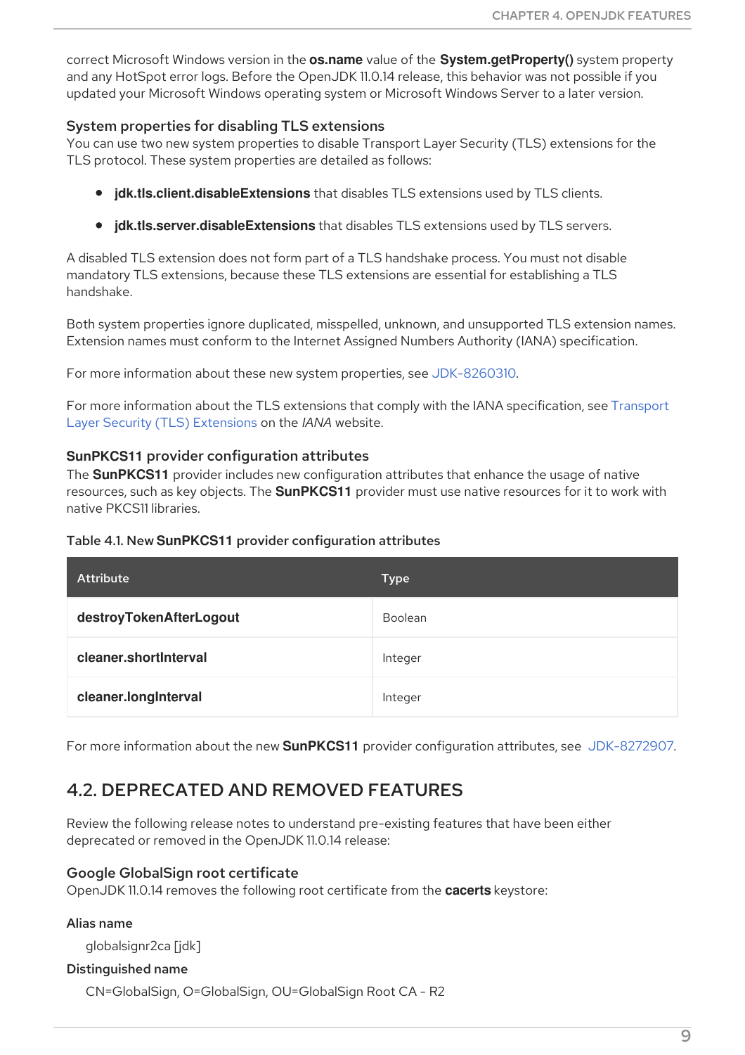correct Microsoft Windows version in the **os.name** value of the **System.getProperty()** system property and any HotSpot error logs. Before the OpenJDK 11.0.14 release, this behavior was not possible if you updated your Microsoft Windows operating system or Microsoft Windows Server to a later version.

### System properties for disabling TLS extensions

You can use two new system properties to disable Transport Layer Security (TLS) extensions for the TLS protocol. These system properties are detailed as follows:

- **jdk.tls.client.disableExtensions** that disables TLS extensions used by TLS clients.
- **jdk.tls.server.disableExtensions** that disables TLS extensions used by TLS servers.

A disabled TLS extension does not form part of a TLS handshake process. You must not disable mandatory TLS extensions, because these TLS extensions are essential for establishing a TLS handshake.

Both system properties ignore duplicated, misspelled, unknown, and unsupported TLS extension names. Extension names must conform to the Internet Assigned Numbers Authority (IANA) specification.

For more information about these new system properties, see JDK-8260310.

For more information about the TLS extensions that comply with the IANA specification, see Transport Layer Security (TLS) Extensions on the *IANA* website.

### SunPKCS11 provider configuration attributes

The **SunPKCS11** provider includes new configuration attributes that enhance the usage of native resources, such as key objects. The **SunPKCS11** provider must use native resources for it to work with native PKCS11 libraries.

Table 4.1. New **SunPKCS11** provider configuration attributes

| Attribute | Type |
| --- | --- |
| **destroyTokenAfterLogout** | Boolean |
| **cleaner.shortInterval** | Integer |
| **cleaner.longInterval** | Integer |

For more information about the new **SunPKCS11** provider configuration attributes, see JDK-8272907.

## 4.2. DEPRECATED AND REMOVED FEATURES

Review the following release notes to understand pre-existing features that have been either deprecated or removed in the OpenJDK 11.0.14 release:

### Google GlobalSign root certificate

OpenJDK 11.0.14 removes the following root certificate from the **cacerts** keystore:

**Alias name**

globalsignr2ca [jdk]

**Distinguished name**

CN=GlobalSign, O=GlobalSign, OU=GlobalSign Root CA - R2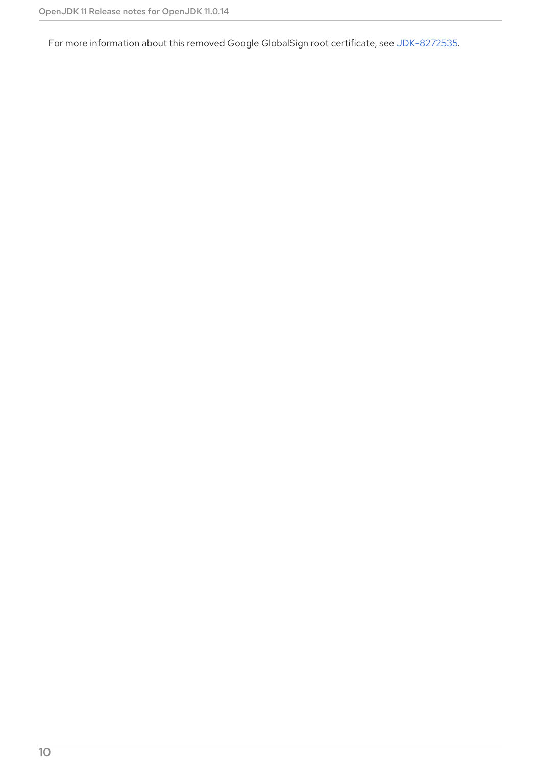For more information about this removed Google GlobalSign root certificate, see JDK-8272535.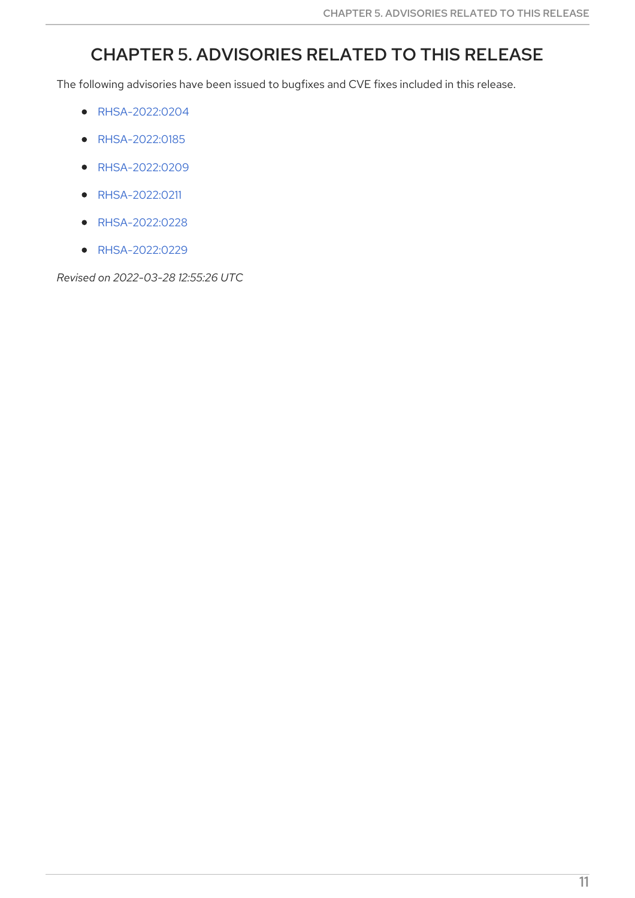# CHAPTER 5. ADVISORIES RELATED TO THIS RELEASE

The following advisories have been issued to bugfixes and CVE fixes included in this release.

- RHSA-2022:0204
- RHSA-2022:0185
- RHSA-2022:0209
- RHSA-2022:0211
- RHSA-2022:0228
- RHSA-2022:0229

*Revised on 2022-03-28 12:55:26 UTC*